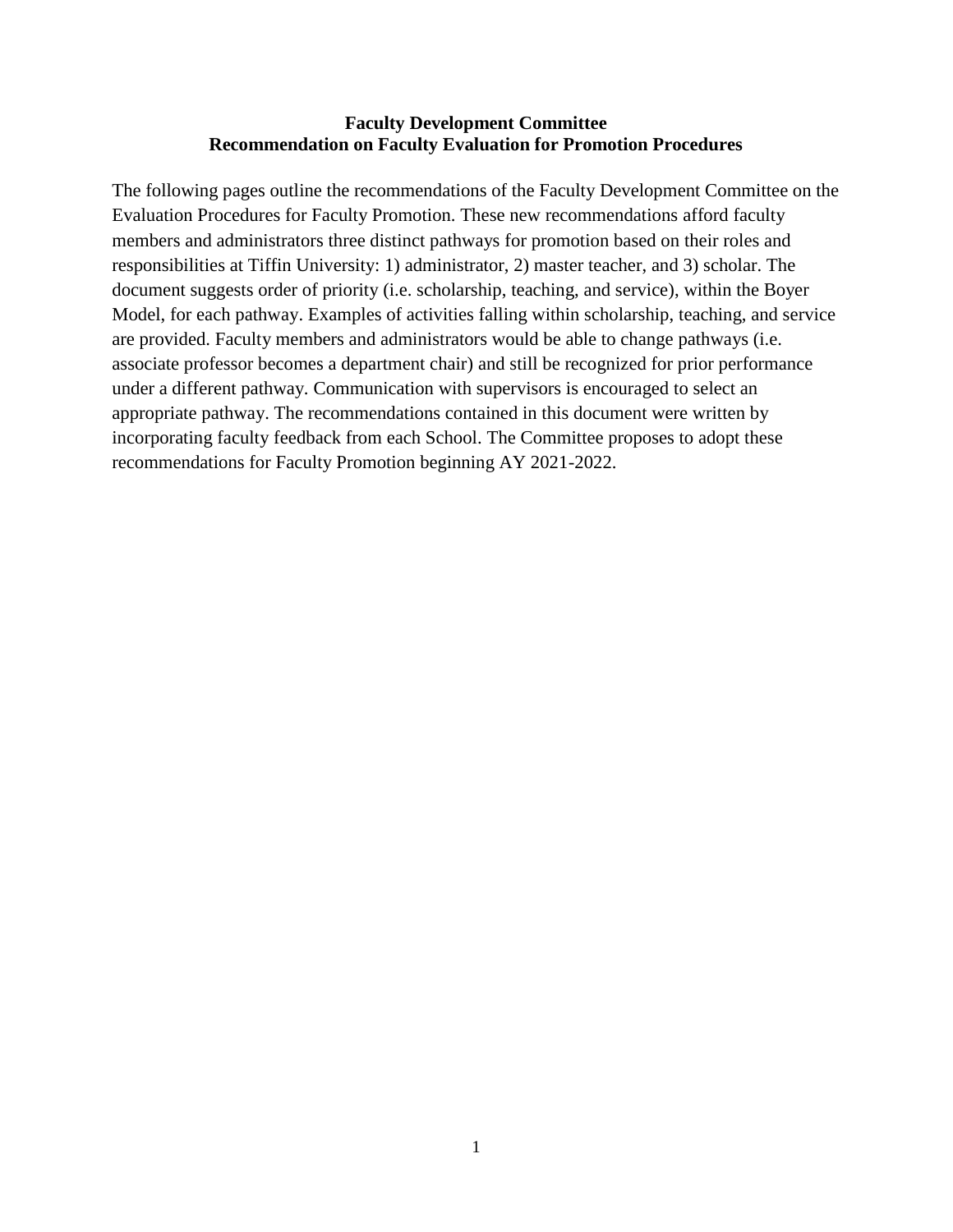**Faculty Development Committee**
**Recommendation on Faculty Evaluation for Promotion Procedures**

The following pages outline the recommendations of the Faculty Development Committee on the Evaluation Procedures for Faculty Promotion. These new recommendations afford faculty members and administrators three distinct pathways for promotion based on their roles and responsibilities at Tiffin University: 1) administrator, 2) master teacher, and 3) scholar. The document suggests order of priority (i.e. scholarship, teaching, and service), within the Boyer Model, for each pathway. Examples of activities falling within scholarship, teaching, and service are provided. Faculty members and administrators would be able to change pathways (i.e. associate professor becomes a department chair) and still be recognized for prior performance under a different pathway. Communication with supervisors is encouraged to select an appropriate pathway. The recommendations contained in this document were written by incorporating faculty feedback from each School. The Committee proposes to adopt these recommendations for Faculty Promotion beginning AY 2021-2022.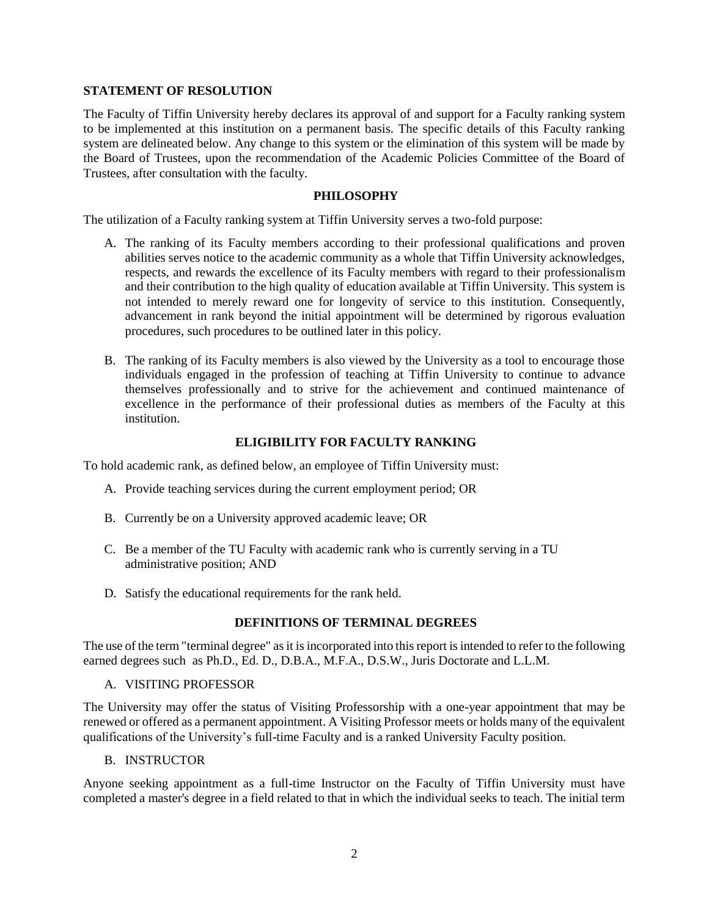**STATEMENT OF RESOLUTION**

The Faculty of Tiffin University hereby declares its approval of and support for a Faculty ranking system to be implemented at this institution on a permanent basis. The specific details of this Faculty ranking system are delineated below. Any change to this system or the elimination of this system will be made by the Board of Trustees, upon the recommendation of the Academic Policies Committee of the Board of Trustees, after consultation with the faculty.

## PHILOSOPHY

The utilization of a Faculty ranking system at Tiffin University serves a two-fold purpose:

A. The ranking of its Faculty members according to their professional qualifications and proven abilities serves notice to the academic community as a whole that Tiffin University acknowledges, respects, and rewards the excellence of its Faculty members with regard to their professionalism and their contribution to the high quality of education available at Tiffin University. This system is not intended to merely reward one for longevity of service to this institution. Consequently, advancement in rank beyond the initial appointment will be determined by rigorous evaluation procedures, such procedures to be outlined later in this policy.

B. The ranking of its Faculty members is also viewed by the University as a tool to encourage those individuals engaged in the profession of teaching at Tiffin University to continue to advance themselves professionally and to strive for the achievement and continued maintenance of excellence in the performance of their professional duties as members of the Faculty at this institution.

## ELIGIBILITY FOR FACULTY RANKING

To hold academic rank, as defined below, an employee of Tiffin University must:

A. Provide teaching services during the current employment period; OR

B. Currently be on a University approved academic leave; OR

C. Be a member of the TU Faculty with academic rank who is currently serving in a TU administrative position; AND

D. Satisfy the educational requirements for the rank held.

## DEFINITIONS OF TERMINAL DEGREES

The use of the term "terminal degree" as it is incorporated into this report is intended to refer to the following earned degrees such as Ph.D., Ed. D., D.B.A., M.F.A., D.S.W., Juris Doctorate and L.L.M.

A. VISITING PROFESSOR

The University may offer the status of Visiting Professorship with a one-year appointment that may be renewed or offered as a permanent appointment. A Visiting Professor meets or holds many of the equivalent qualifications of the University's full-time Faculty and is a ranked University Faculty position.

B. INSTRUCTOR

Anyone seeking appointment as a full-time Instructor on the Faculty of Tiffin University must have completed a master's degree in a field related to that in which the individual seeks to teach. The initial term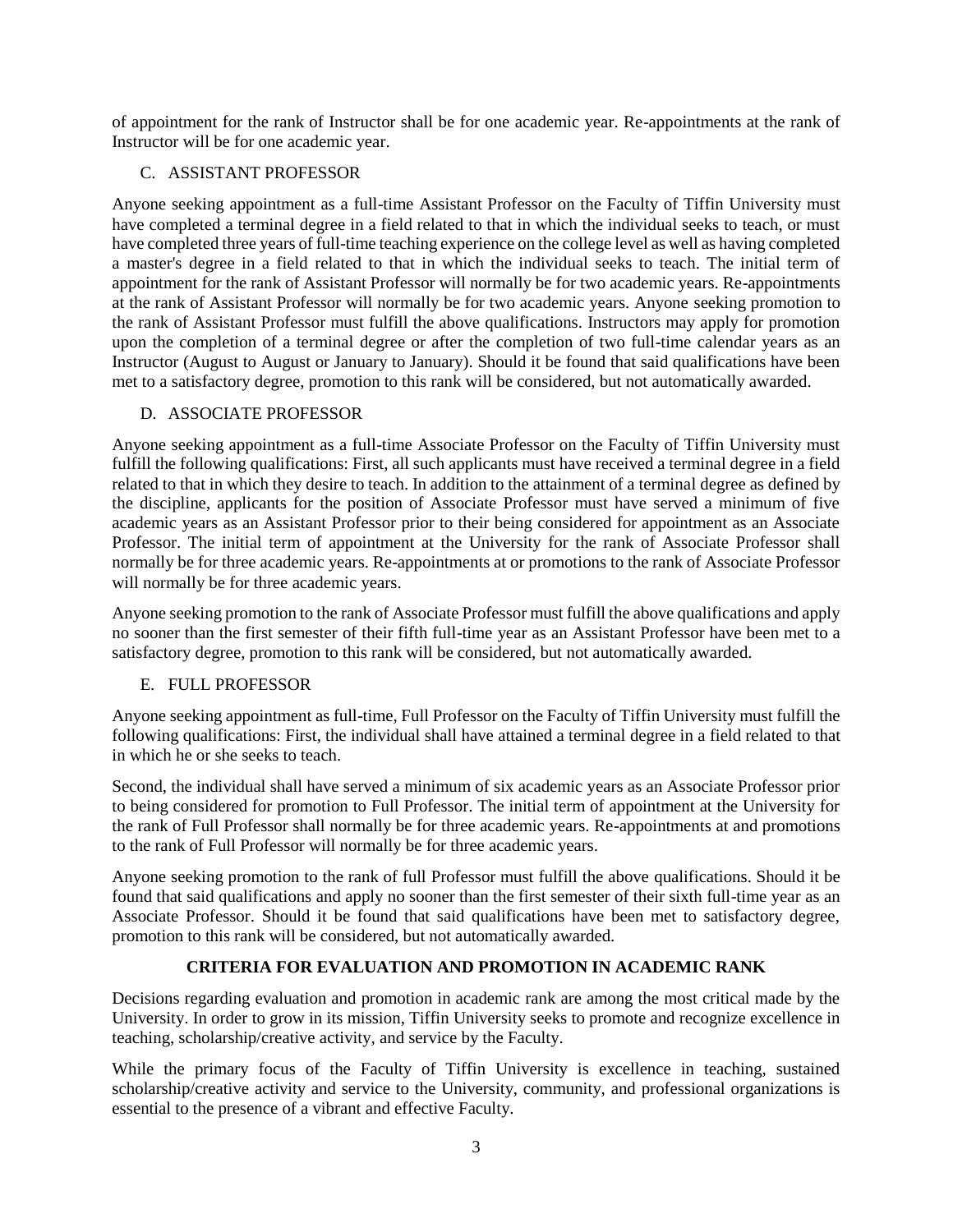of appointment for the rank of Instructor shall be for one academic year. Re-appointments at the rank of Instructor will be for one academic year.

C. ASSISTANT PROFESSOR

Anyone seeking appointment as a full-time Assistant Professor on the Faculty of Tiffin University must have completed a terminal degree in a field related to that in which the individual seeks to teach, or must have completed three years of full-time teaching experience on the college level as well as having completed a master's degree in a field related to that in which the individual seeks to teach. The initial term of appointment for the rank of Assistant Professor will normally be for two academic years. Re-appointments at the rank of Assistant Professor will normally be for two academic years. Anyone seeking promotion to the rank of Assistant Professor must fulfill the above qualifications. Instructors may apply for promotion upon the completion of a terminal degree or after the completion of two full-time calendar years as an Instructor (August to August or January to January). Should it be found that said qualifications have been met to a satisfactory degree, promotion to this rank will be considered, but not automatically awarded.

D. ASSOCIATE PROFESSOR

Anyone seeking appointment as a full-time Associate Professor on the Faculty of Tiffin University must fulfill the following qualifications: First, all such applicants must have received a terminal degree in a field related to that in which they desire to teach. In addition to the attainment of a terminal degree as defined by the discipline, applicants for the position of Associate Professor must have served a minimum of five academic years as an Assistant Professor prior to their being considered for appointment as an Associate Professor. The initial term of appointment at the University for the rank of Associate Professor shall normally be for three academic years. Re-appointments at or promotions to the rank of Associate Professor will normally be for three academic years.

Anyone seeking promotion to the rank of Associate Professor must fulfill the above qualifications and apply no sooner than the first semester of their fifth full-time year as an Assistant Professor have been met to a satisfactory degree, promotion to this rank will be considered, but not automatically awarded.

E. FULL PROFESSOR

Anyone seeking appointment as full-time, Full Professor on the Faculty of Tiffin University must fulfill the following qualifications: First, the individual shall have attained a terminal degree in a field related to that in which he or she seeks to teach.

Second, the individual shall have served a minimum of six academic years as an Associate Professor prior to being considered for promotion to Full Professor. The initial term of appointment at the University for the rank of Full Professor shall normally be for three academic years. Re-appointments at and promotions to the rank of Full Professor will normally be for three academic years.

Anyone seeking promotion to the rank of full Professor must fulfill the above qualifications. Should it be found that said qualifications and apply no sooner than the first semester of their sixth full-time year as an Associate Professor. Should it be found that said qualifications have been met to satisfactory degree, promotion to this rank will be considered, but not automatically awarded.

## CRITERIA FOR EVALUATION AND PROMOTION IN ACADEMIC RANK

Decisions regarding evaluation and promotion in academic rank are among the most critical made by the University. In order to grow in its mission, Tiffin University seeks to promote and recognize excellence in teaching, scholarship/creative activity, and service by the Faculty.

While the primary focus of the Faculty of Tiffin University is excellence in teaching, sustained scholarship/creative activity and service to the University, community, and professional organizations is essential to the presence of a vibrant and effective Faculty.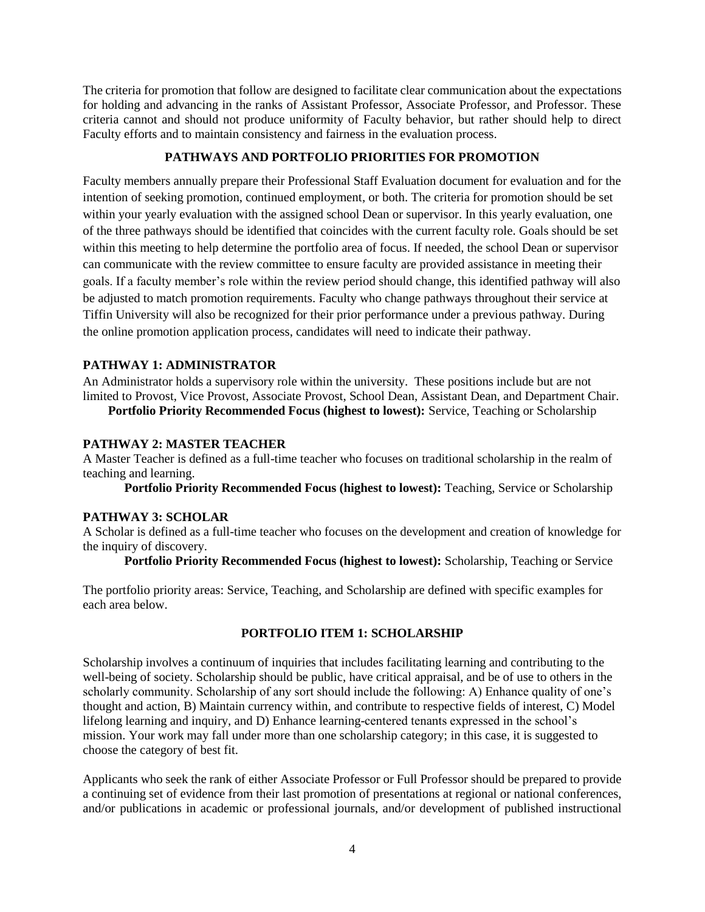The criteria for promotion that follow are designed to facilitate clear communication about the expectations for holding and advancing in the ranks of Assistant Professor, Associate Professor, and Professor. These criteria cannot and should not produce uniformity of Faculty behavior, but rather should help to direct Faculty efforts and to maintain consistency and fairness in the evaluation process.

## PATHWAYS AND PORTFOLIO PRIORITIES FOR PROMOTION

Faculty members annually prepare their Professional Staff Evaluation document for evaluation and for the intention of seeking promotion, continued employment, or both. The criteria for promotion should be set within your yearly evaluation with the assigned school Dean or supervisor. In this yearly evaluation, one of the three pathways should be identified that coincides with the current faculty role. Goals should be set within this meeting to help determine the portfolio area of focus. If needed, the school Dean or supervisor can communicate with the review committee to ensure faculty are provided assistance in meeting their goals. If a faculty member's role within the review period should change, this identified pathway will also be adjusted to match promotion requirements. Faculty who change pathways throughout their service at Tiffin University will also be recognized for their prior performance under a previous pathway. During the online promotion application process, candidates will need to indicate their pathway.

### PATHWAY 1: ADMINISTRATOR

An Administrator holds a supervisory role within the university. These positions include but are not limited to Provost, Vice Provost, Associate Provost, School Dean, Assistant Dean, and Department Chair.

**Portfolio Priority Recommended Focus (highest to lowest):** Service, Teaching or Scholarship

### PATHWAY 2: MASTER TEACHER

A Master Teacher is defined as a full-time teacher who focuses on traditional scholarship in the realm of teaching and learning.

**Portfolio Priority Recommended Focus (highest to lowest):** Teaching, Service or Scholarship

### PATHWAY 3: SCHOLAR

A Scholar is defined as a full-time teacher who focuses on the development and creation of knowledge for the inquiry of discovery.

**Portfolio Priority Recommended Focus (highest to lowest):** Scholarship, Teaching or Service

The portfolio priority areas: Service, Teaching, and Scholarship are defined with specific examples for each area below.

## PORTFOLIO ITEM 1: SCHOLARSHIP

Scholarship involves a continuum of inquiries that includes facilitating learning and contributing to the well-being of society. Scholarship should be public, have critical appraisal, and be of use to others in the scholarly community. Scholarship of any sort should include the following: A) Enhance quality of one's thought and action, B) Maintain currency within, and contribute to respective fields of interest, C) Model lifelong learning and inquiry, and D) Enhance learning-centered tenants expressed in the school's mission. Your work may fall under more than one scholarship category; in this case, it is suggested to choose the category of best fit.

Applicants who seek the rank of either Associate Professor or Full Professor should be prepared to provide a continuing set of evidence from their last promotion of presentations at regional or national conferences, and/or publications in academic or professional journals, and/or development of published instructional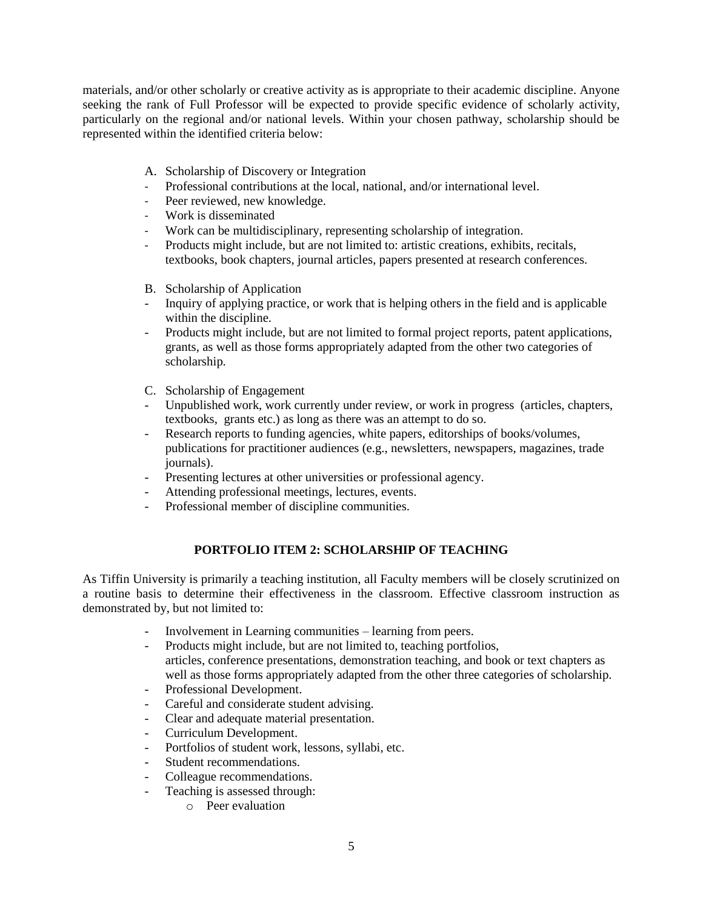materials, and/or other scholarly or creative activity as is appropriate to their academic discipline. Anyone seeking the rank of Full Professor will be expected to provide specific evidence of scholarly activity, particularly on the regional and/or national levels. Within your chosen pathway, scholarship should be represented within the identified criteria below:

A. Scholarship of Discovery or Integration

- Professional contributions at the local, national, and/or international level.
- Peer reviewed, new knowledge.
- Work is disseminated
- Work can be multidisciplinary, representing scholarship of integration.
- Products might include, but are not limited to: artistic creations, exhibits, recitals, textbooks, book chapters, journal articles, papers presented at research conferences.

B. Scholarship of Application

- Inquiry of applying practice, or work that is helping others in the field and is applicable within the discipline.
- Products might include, but are not limited to formal project reports, patent applications, grants, as well as those forms appropriately adapted from the other two categories of scholarship.

C. Scholarship of Engagement

- Unpublished work, work currently under review, or work in progress (articles, chapters, textbooks, grants etc.) as long as there was an attempt to do so.
- Research reports to funding agencies, white papers, editorships of books/volumes, publications for practitioner audiences (e.g., newsletters, newspapers, magazines, trade journals).
- Presenting lectures at other universities or professional agency.
- Attending professional meetings, lectures, events.
- Professional member of discipline communities.

## PORTFOLIO ITEM 2: SCHOLARSHIP OF TEACHING

As Tiffin University is primarily a teaching institution, all Faculty members will be closely scrutinized on a routine basis to determine their effectiveness in the classroom. Effective classroom instruction as demonstrated by, but not limited to:

- Involvement in Learning communities – learning from peers.
- Products might include, but are not limited to, teaching portfolios, articles, conference presentations, demonstration teaching, and book or text chapters as well as those forms appropriately adapted from the other three categories of scholarship.
- Professional Development.
- Careful and considerate student advising.
- Clear and adequate material presentation.
- Curriculum Development.
- Portfolios of student work, lessons, syllabi, etc.
- Student recommendations.
- Colleague recommendations.
- Teaching is assessed through:
    - Peer evaluation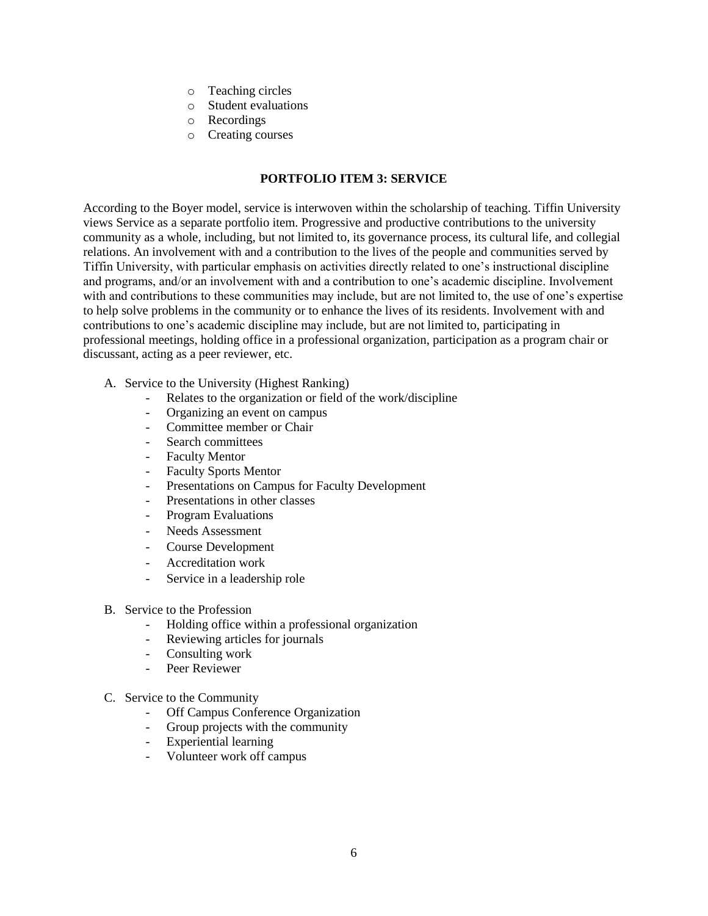- Teaching circles
- Student evaluations
- Recordings
- Creating courses

## PORTFOLIO ITEM 3: SERVICE

According to the Boyer model, service is interwoven within the scholarship of teaching. Tiffin University views Service as a separate portfolio item. Progressive and productive contributions to the university community as a whole, including, but not limited to, its governance process, its cultural life, and collegial relations. An involvement with and a contribution to the lives of the people and communities served by Tiffin University, with particular emphasis on activities directly related to one's instructional discipline and programs, and/or an involvement with and a contribution to one's academic discipline. Involvement with and contributions to these communities may include, but are not limited to, the use of one's expertise to help solve problems in the community or to enhance the lives of its residents. Involvement with and contributions to one's academic discipline may include, but are not limited to, participating in professional meetings, holding office in a professional organization, participation as a program chair or discussant, acting as a peer reviewer, etc.

A. Service to the University (Highest Ranking)
   - Relates to the organization or field of the work/discipline
   - Organizing an event on campus
   - Committee member or Chair
   - Search committees
   - Faculty Mentor
   - Faculty Sports Mentor
   - Presentations on Campus for Faculty Development
   - Presentations in other classes
   - Program Evaluations
   - Needs Assessment
   - Course Development
   - Accreditation work
   - Service in a leadership role

B. Service to the Profession
   - Holding office within a professional organization
   - Reviewing articles for journals
   - Consulting work
   - Peer Reviewer

C. Service to the Community
   - Off Campus Conference Organization
   - Group projects with the community
   - Experiential learning
   - Volunteer work off campus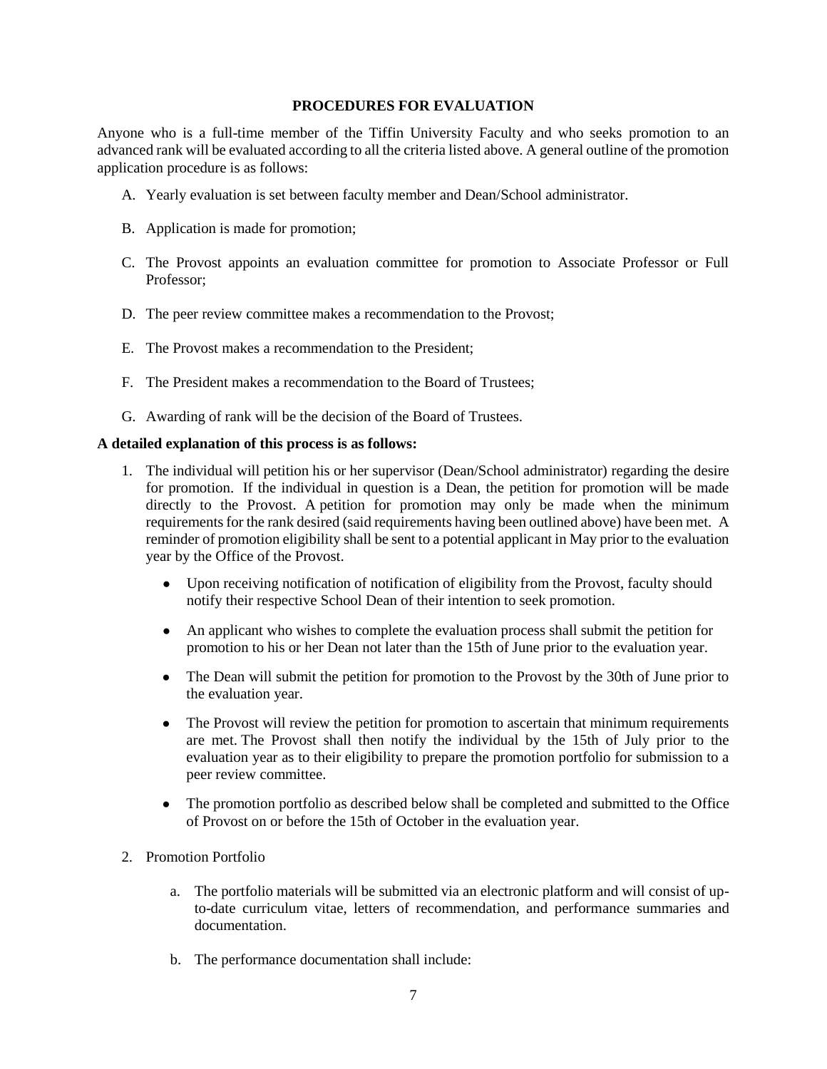## PROCEDURES FOR EVALUATION

Anyone who is a full-time member of the Tiffin University Faculty and who seeks promotion to an advanced rank will be evaluated according to all the criteria listed above. A general outline of the promotion application procedure is as follows:

A. Yearly evaluation is set between faculty member and Dean/School administrator.

B. Application is made for promotion;

C. The Provost appoints an evaluation committee for promotion to Associate Professor or Full Professor;

D. The peer review committee makes a recommendation to the Provost;

E. The Provost makes a recommendation to the President;

F. The President makes a recommendation to the Board of Trustees;

G. Awarding of rank will be the decision of the Board of Trustees.

**A detailed explanation of this process is as follows:**

1. The individual will petition his or her supervisor (Dean/School administrator) regarding the desire for promotion. If the individual in question is a Dean, the petition for promotion will be made directly to the Provost. A petition for promotion may only be made when the minimum requirements for the rank desired (said requirements having been outlined above) have been met. A reminder of promotion eligibility shall be sent to a potential applicant in May prior to the evaluation year by the Office of the Provost.

    - Upon receiving notification of notification of eligibility from the Provost, faculty should notify their respective School Dean of their intention to seek promotion.

    - An applicant who wishes to complete the evaluation process shall submit the petition for promotion to his or her Dean not later than the 15th of June prior to the evaluation year.

    - The Dean will submit the petition for promotion to the Provost by the 30th of June prior to the evaluation year.

    - The Provost will review the petition for promotion to ascertain that minimum requirements are met. The Provost shall then notify the individual by the 15th of July prior to the evaluation year as to their eligibility to prepare the promotion portfolio for submission to a peer review committee.

    - The promotion portfolio as described below shall be completed and submitted to the Office of Provost on or before the 15th of October in the evaluation year.

2. Promotion Portfolio

    a. The portfolio materials will be submitted via an electronic platform and will consist of up-to-date curriculum vitae, letters of recommendation, and performance summaries and documentation.

    b. The performance documentation shall include: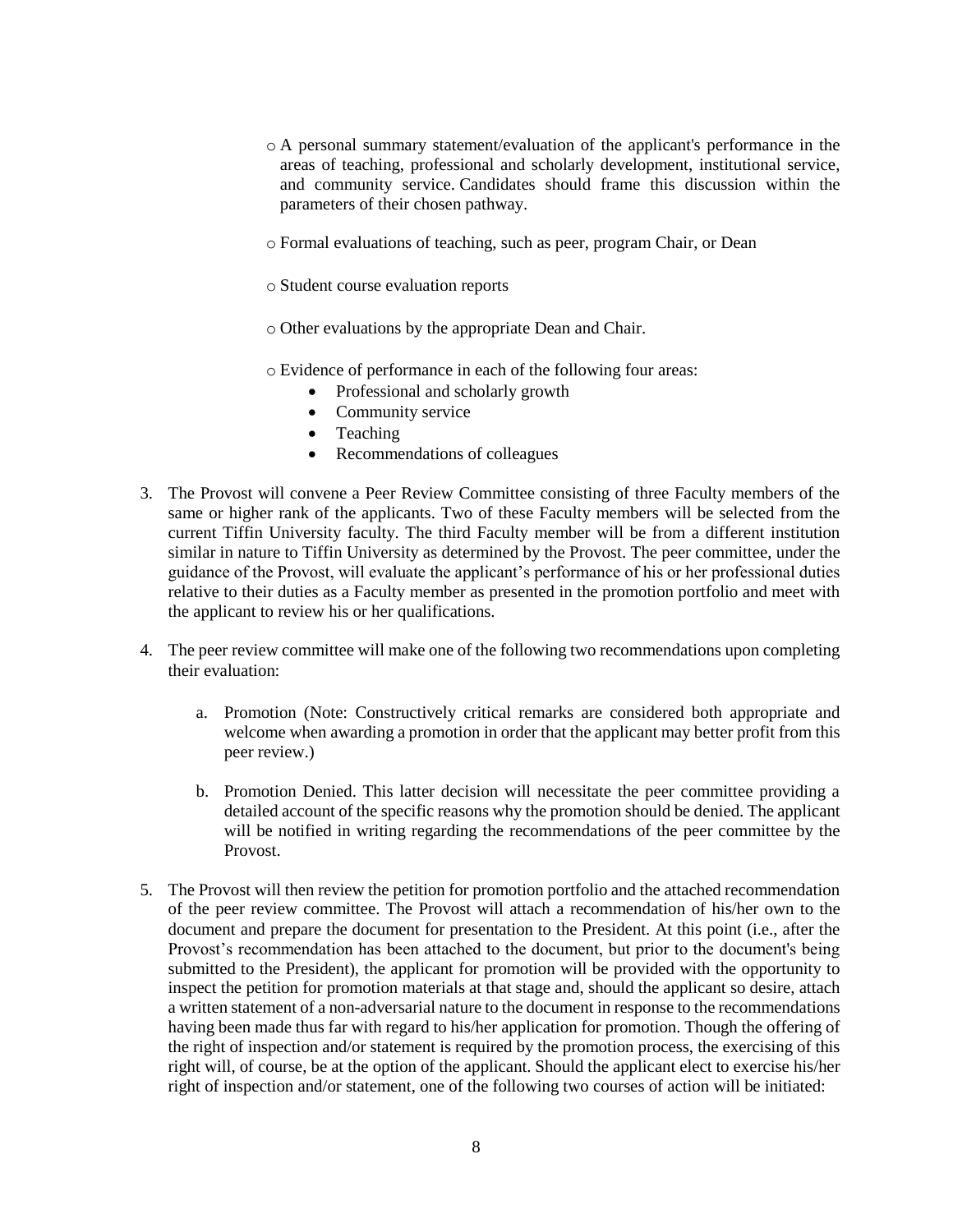- A personal summary statement/evaluation of the applicant's performance in the areas of teaching, professional and scholarly development, institutional service, and community service. Candidates should frame this discussion within the parameters of their chosen pathway.

- Formal evaluations of teaching, such as peer, program Chair, or Dean

- Student course evaluation reports

- Other evaluations by the appropriate Dean and Chair.

- Evidence of performance in each of the following four areas:
    - Professional and scholarly growth
    - Community service
    - Teaching
    - Recommendations of colleagues

3. The Provost will convene a Peer Review Committee consisting of three Faculty members of the same or higher rank of the applicants. Two of these Faculty members will be selected from the current Tiffin University faculty. The third Faculty member will be from a different institution similar in nature to Tiffin University as determined by the Provost. The peer committee, under the guidance of the Provost, will evaluate the applicant's performance of his or her professional duties relative to their duties as a Faculty member as presented in the promotion portfolio and meet with the applicant to review his or her qualifications.

4. The peer review committee will make one of the following two recommendations upon completing their evaluation:

    a. Promotion (Note: Constructively critical remarks are considered both appropriate and welcome when awarding a promotion in order that the applicant may better profit from this peer review.)

    b. Promotion Denied. This latter decision will necessitate the peer committee providing a detailed account of the specific reasons why the promotion should be denied. The applicant will be notified in writing regarding the recommendations of the peer committee by the Provost.

5. The Provost will then review the petition for promotion portfolio and the attached recommendation of the peer review committee. The Provost will attach a recommendation of his/her own to the document and prepare the document for presentation to the President. At this point (i.e., after the Provost's recommendation has been attached to the document, but prior to the document's being submitted to the President), the applicant for promotion will be provided with the opportunity to inspect the petition for promotion materials at that stage and, should the applicant so desire, attach a written statement of a non-adversarial nature to the document in response to the recommendations having been made thus far with regard to his/her application for promotion. Though the offering of the right of inspection and/or statement is required by the promotion process, the exercising of this right will, of course, be at the option of the applicant. Should the applicant elect to exercise his/her right of inspection and/or statement, one of the following two courses of action will be initiated: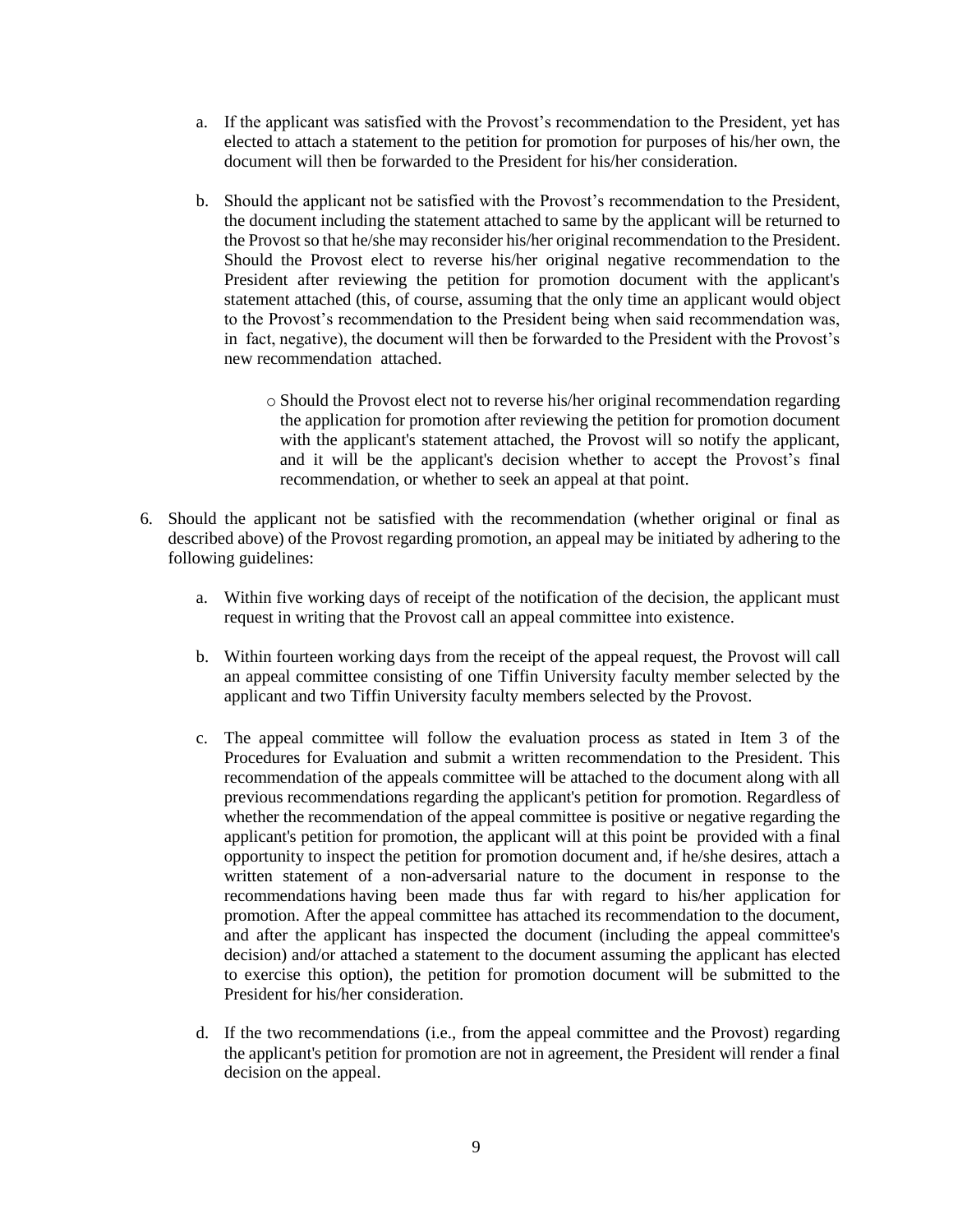a. If the applicant was satisfied with the Provost's recommendation to the President, yet has elected to attach a statement to the petition for promotion for purposes of his/her own, the document will then be forwarded to the President for his/her consideration.

b. Should the applicant not be satisfied with the Provost's recommendation to the President, the document including the statement attached to same by the applicant will be returned to the Provost so that he/she may reconsider his/her original recommendation to the President. Should the Provost elect to reverse his/her original negative recommendation to the President after reviewing the petition for promotion document with the applicant's statement attached (this, of course, assuming that the only time an applicant would object to the Provost's recommendation to the President being when said recommendation was, in fact, negative), the document will then be forwarded to the President with the Provost's new recommendation attached.

    - Should the Provost elect not to reverse his/her original recommendation regarding the application for promotion after reviewing the petition for promotion document with the applicant's statement attached, the Provost will so notify the applicant, and it will be the applicant's decision whether to accept the Provost's final recommendation, or whether to seek an appeal at that point.

6. Should the applicant not be satisfied with the recommendation (whether original or final as described above) of the Provost regarding promotion, an appeal may be initiated by adhering to the following guidelines:

    a. Within five working days of receipt of the notification of the decision, the applicant must request in writing that the Provost call an appeal committee into existence.

    b. Within fourteen working days from the receipt of the appeal request, the Provost will call an appeal committee consisting of one Tiffin University faculty member selected by the applicant and two Tiffin University faculty members selected by the Provost.

    c. The appeal committee will follow the evaluation process as stated in Item 3 of the Procedures for Evaluation and submit a written recommendation to the President. This recommendation of the appeals committee will be attached to the document along with all previous recommendations regarding the applicant's petition for promotion. Regardless of whether the recommendation of the appeal committee is positive or negative regarding the applicant's petition for promotion, the applicant will at this point be provided with a final opportunity to inspect the petition for promotion document and, if he/she desires, attach a written statement of a non-adversarial nature to the document in response to the recommendations having been made thus far with regard to his/her application for promotion. After the appeal committee has attached its recommendation to the document, and after the applicant has inspected the document (including the appeal committee's decision) and/or attached a statement to the document assuming the applicant has elected to exercise this option), the petition for promotion document will be submitted to the President for his/her consideration.

    d. If the two recommendations (i.e., from the appeal committee and the Provost) regarding the applicant's petition for promotion are not in agreement, the President will render a final decision on the appeal.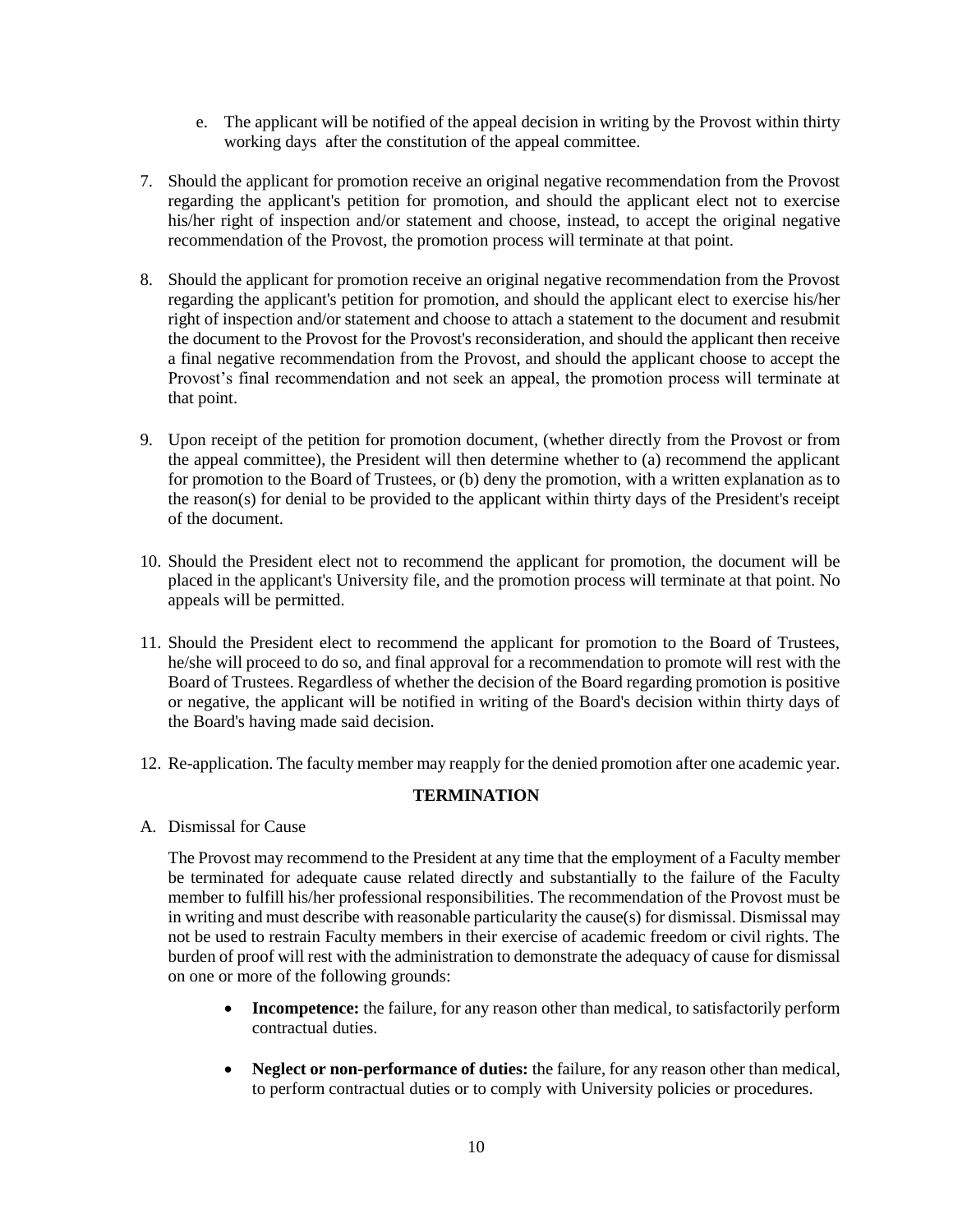e. The applicant will be notified of the appeal decision in writing by the Provost within thirty working days after the constitution of the appeal committee.

7. Should the applicant for promotion receive an original negative recommendation from the Provost regarding the applicant's petition for promotion, and should the applicant elect not to exercise his/her right of inspection and/or statement and choose, instead, to accept the original negative recommendation of the Provost, the promotion process will terminate at that point.

8. Should the applicant for promotion receive an original negative recommendation from the Provost regarding the applicant's petition for promotion, and should the applicant elect to exercise his/her right of inspection and/or statement and choose to attach a statement to the document and resubmit the document to the Provost for the Provost's reconsideration, and should the applicant then receive a final negative recommendation from the Provost, and should the applicant choose to accept the Provost's final recommendation and not seek an appeal, the promotion process will terminate at that point.

9. Upon receipt of the petition for promotion document, (whether directly from the Provost or from the appeal committee), the President will then determine whether to (a) recommend the applicant for promotion to the Board of Trustees, or (b) deny the promotion, with a written explanation as to the reason(s) for denial to be provided to the applicant within thirty days of the President's receipt of the document.

10. Should the President elect not to recommend the applicant for promotion, the document will be placed in the applicant's University file, and the promotion process will terminate at that point. No appeals will be permitted.

11. Should the President elect to recommend the applicant for promotion to the Board of Trustees, he/she will proceed to do so, and final approval for a recommendation to promote will rest with the Board of Trustees. Regardless of whether the decision of the Board regarding promotion is positive or negative, the applicant will be notified in writing of the Board's decision within thirty days of the Board's having made said decision.

12. Re-application. The faculty member may reapply for the denied promotion after one academic year.

## TERMINATION

A. Dismissal for Cause

The Provost may recommend to the President at any time that the employment of a Faculty member be terminated for adequate cause related directly and substantially to the failure of the Faculty member to fulfill his/her professional responsibilities. The recommendation of the Provost must be in writing and must describe with reasonable particularity the cause(s) for dismissal. Dismissal may not be used to restrain Faculty members in their exercise of academic freedom or civil rights. The burden of proof will rest with the administration to demonstrate the adequacy of cause for dismissal on one or more of the following grounds:

- **Incompetence:** the failure, for any reason other than medical, to satisfactorily perform contractual duties.

- **Neglect or non-performance of duties:** the failure, for any reason other than medical, to perform contractual duties or to comply with University policies or procedures.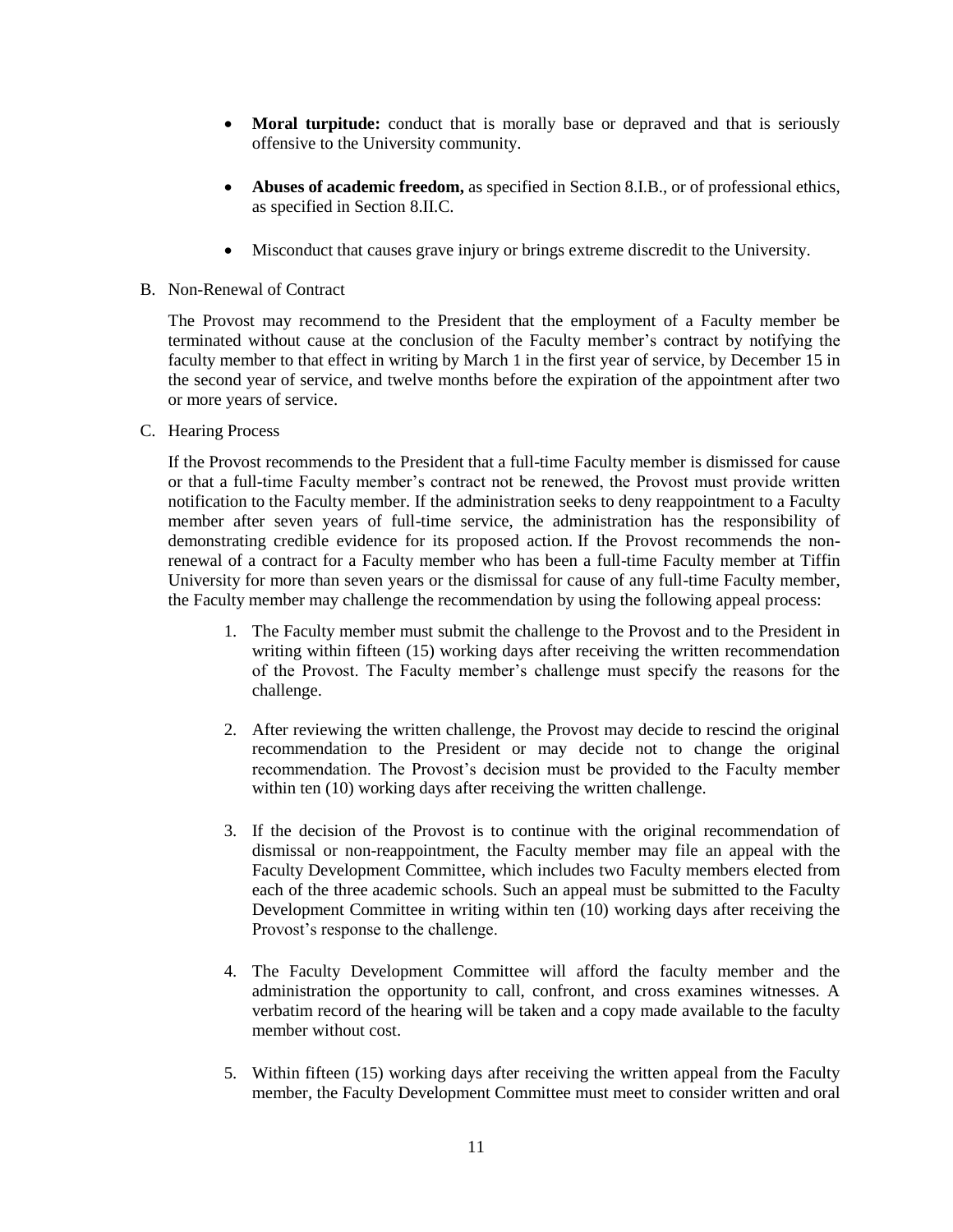- **Moral turpitude:** conduct that is morally base or depraved and that is seriously offensive to the University community.

- **Abuses of academic freedom,** as specified in Section 8.I.B., or of professional ethics, as specified in Section 8.II.C.

- Misconduct that causes grave injury or brings extreme discredit to the University.

B. Non-Renewal of Contract

The Provost may recommend to the President that the employment of a Faculty member be terminated without cause at the conclusion of the Faculty member's contract by notifying the faculty member to that effect in writing by March 1 in the first year of service, by December 15 in the second year of service, and twelve months before the expiration of the appointment after two or more years of service.

C. Hearing Process

If the Provost recommends to the President that a full-time Faculty member is dismissed for cause or that a full-time Faculty member's contract not be renewed, the Provost must provide written notification to the Faculty member. If the administration seeks to deny reappointment to a Faculty member after seven years of full-time service, the administration has the responsibility of demonstrating credible evidence for its proposed action. If the Provost recommends the non-renewal of a contract for a Faculty member who has been a full-time Faculty member at Tiffin University for more than seven years or the dismissal for cause of any full-time Faculty member, the Faculty member may challenge the recommendation by using the following appeal process:

1. The Faculty member must submit the challenge to the Provost and to the President in writing within fifteen (15) working days after receiving the written recommendation of the Provost. The Faculty member's challenge must specify the reasons for the challenge.

2. After reviewing the written challenge, the Provost may decide to rescind the original recommendation to the President or may decide not to change the original recommendation. The Provost's decision must be provided to the Faculty member within ten (10) working days after receiving the written challenge.

3. If the decision of the Provost is to continue with the original recommendation of dismissal or non-reappointment, the Faculty member may file an appeal with the Faculty Development Committee, which includes two Faculty members elected from each of the three academic schools. Such an appeal must be submitted to the Faculty Development Committee in writing within ten (10) working days after receiving the Provost's response to the challenge.

4. The Faculty Development Committee will afford the faculty member and the administration the opportunity to call, confront, and cross examines witnesses. A verbatim record of the hearing will be taken and a copy made available to the faculty member without cost.

5. Within fifteen (15) working days after receiving the written appeal from the Faculty member, the Faculty Development Committee must meet to consider written and oral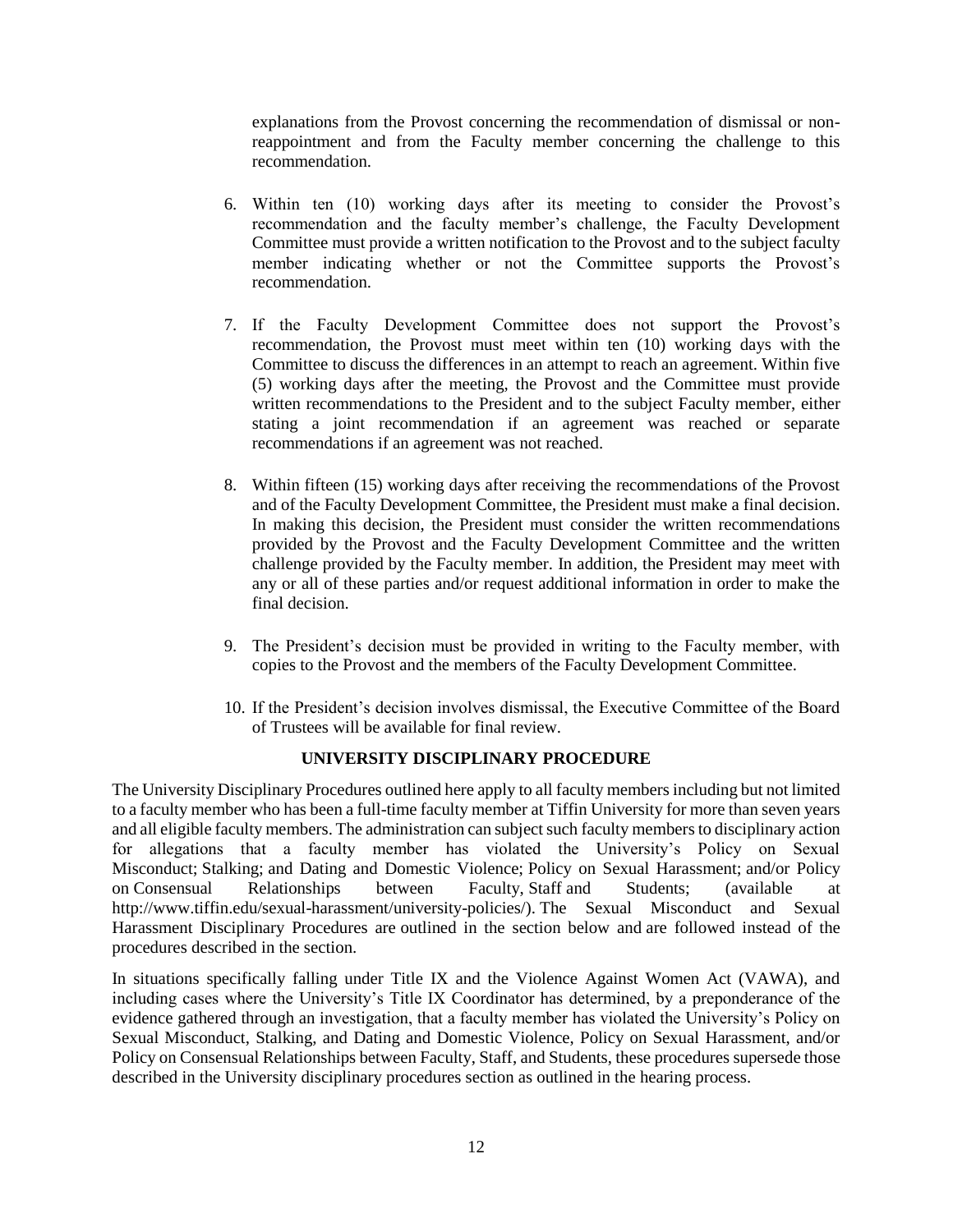explanations from the Provost concerning the recommendation of dismissal or non-reappointment and from the Faculty member concerning the challenge to this recommendation.

6. Within ten (10) working days after its meeting to consider the Provost's recommendation and the faculty member's challenge, the Faculty Development Committee must provide a written notification to the Provost and to the subject faculty member indicating whether or not the Committee supports the Provost's recommendation.

7. If the Faculty Development Committee does not support the Provost's recommendation, the Provost must meet within ten (10) working days with the Committee to discuss the differences in an attempt to reach an agreement. Within five (5) working days after the meeting, the Provost and the Committee must provide written recommendations to the President and to the subject Faculty member, either stating a joint recommendation if an agreement was reached or separate recommendations if an agreement was not reached.

8. Within fifteen (15) working days after receiving the recommendations of the Provost and of the Faculty Development Committee, the President must make a final decision. In making this decision, the President must consider the written recommendations provided by the Provost and the Faculty Development Committee and the written challenge provided by the Faculty member. In addition, the President may meet with any or all of these parties and/or request additional information in order to make the final decision.

9. The President's decision must be provided in writing to the Faculty member, with copies to the Provost and the members of the Faculty Development Committee.

10. If the President's decision involves dismissal, the Executive Committee of the Board of Trustees will be available for final review.

## UNIVERSITY DISCIPLINARY PROCEDURE

The University Disciplinary Procedures outlined here apply to all faculty members including but not limited to a faculty member who has been a full-time faculty member at Tiffin University for more than seven years and all eligible faculty members. The administration can subject such faculty members to disciplinary action for allegations that a faculty member has violated the University's Policy on Sexual Misconduct; Stalking; and Dating and Domestic Violence; Policy on Sexual Harassment; and/or Policy on Consensual Relationships between Faculty, Staff and Students; (available at http://www.tiffin.edu/sexual-harassment/university-policies/). The Sexual Misconduct and Sexual Harassment Disciplinary Procedures are outlined in the section below and are followed instead of the procedures described in the section.

In situations specifically falling under Title IX and the Violence Against Women Act (VAWA), and including cases where the University's Title IX Coordinator has determined, by a preponderance of the evidence gathered through an investigation, that a faculty member has violated the University's Policy on Sexual Misconduct, Stalking, and Dating and Domestic Violence, Policy on Sexual Harassment, and/or Policy on Consensual Relationships between Faculty, Staff, and Students, these procedures supersede those described in the University disciplinary procedures section as outlined in the hearing process.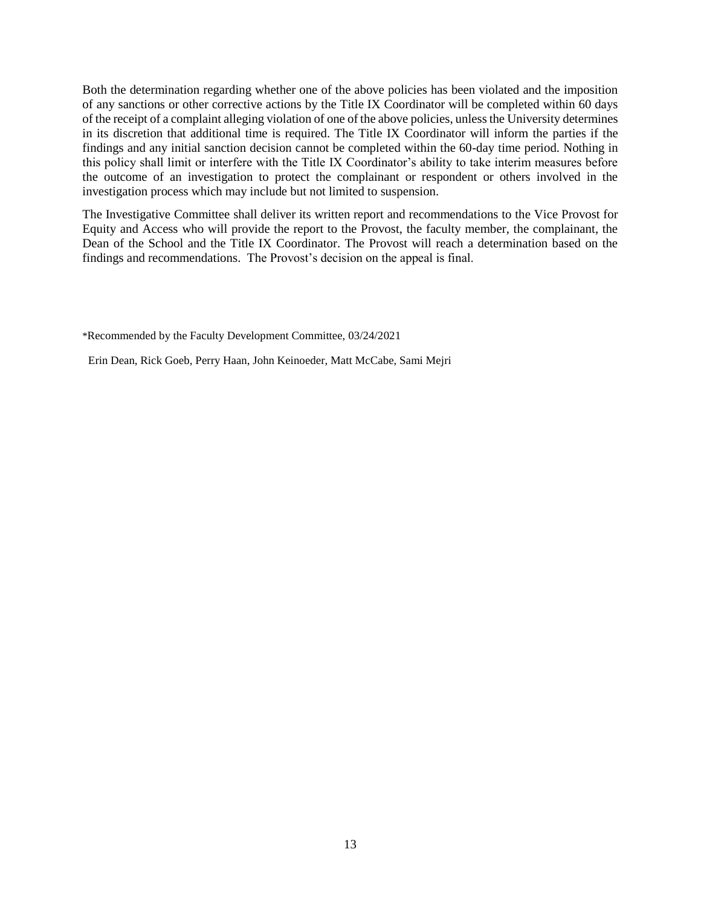Both the determination regarding whether one of the above policies has been violated and the imposition of any sanctions or other corrective actions by the Title IX Coordinator will be completed within 60 days of the receipt of a complaint alleging violation of one of the above policies, unless the University determines in its discretion that additional time is required. The Title IX Coordinator will inform the parties if the findings and any initial sanction decision cannot be completed within the 60-day time period. Nothing in this policy shall limit or interfere with the Title IX Coordinator's ability to take interim measures before the outcome of an investigation to protect the complainant or respondent or others involved in the investigation process which may include but not limited to suspension.

The Investigative Committee shall deliver its written report and recommendations to the Vice Provost for Equity and Access who will provide the report to the Provost, the faculty member, the complainant, the Dean of the School and the Title IX Coordinator. The Provost will reach a determination based on the findings and recommendations. The Provost's decision on the appeal is final.

*Recommended by the Faculty Development Committee, 03/24/2021

Erin Dean, Rick Goeb, Perry Haan, John Keinoeder, Matt McCabe, Sami Mejri